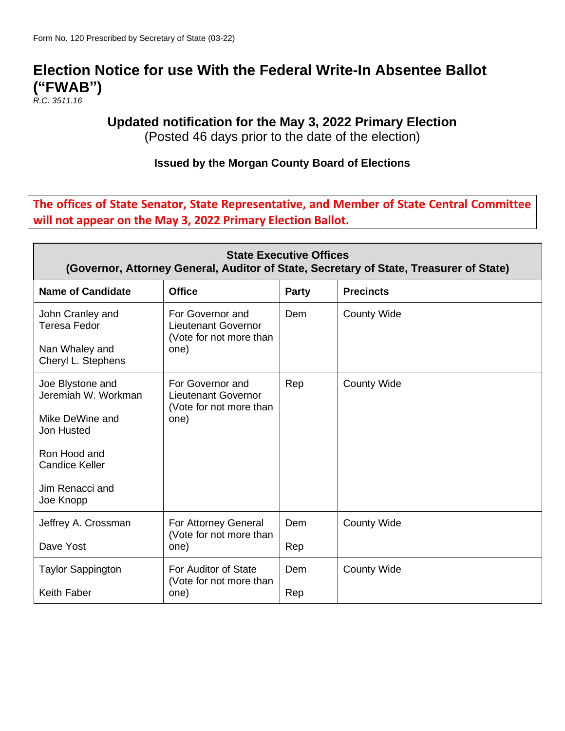Form No. 120 Prescribed by Secretary of State (03-22)

# Election Notice for use With the Federal Write-In Absentee Ballot ("FWAB")

*R.C. 3511.16*

## Updated notification for the May 3, 2022 Primary Election

(Posted 46 days prior to the date of the election)

### Issued by the Morgan County Board of Elections

**The offices of State Senator, State Representative, and Member of State Central Committee will not appear on the May 3, 2022 Primary Election Ballot.**

| State Executive Offices (Governor, Attorney General, Auditor of State, Secretary of State, Treasurer of State) | | | |
|---|---|---|---|
| **Name of Candidate** | **Office** | **Party** | **Precincts** |
| John Cranley and Teresa Fedor<br><br>Nan Whaley and Cheryl L. Stephens | For Governor and Lieutenant Governor (Vote for not more than one) | Dem | County Wide |
| Joe Blystone and Jeremiah W. Workman<br><br>Mike DeWine and Jon Husted<br><br>Ron Hood and Candice Keller<br><br>Jim Renacci and Joe Knopp | For Governor and Lieutenant Governor (Vote for not more than one) | Rep | County Wide |
| Jeffrey A. Crossman<br><br>Dave Yost | For Attorney General (Vote for not more than one) | Dem<br><br>Rep | County Wide |
| Taylor Sappington<br><br>Keith Faber | For Auditor of State (Vote for not more than one) | Dem<br><br>Rep | County Wide |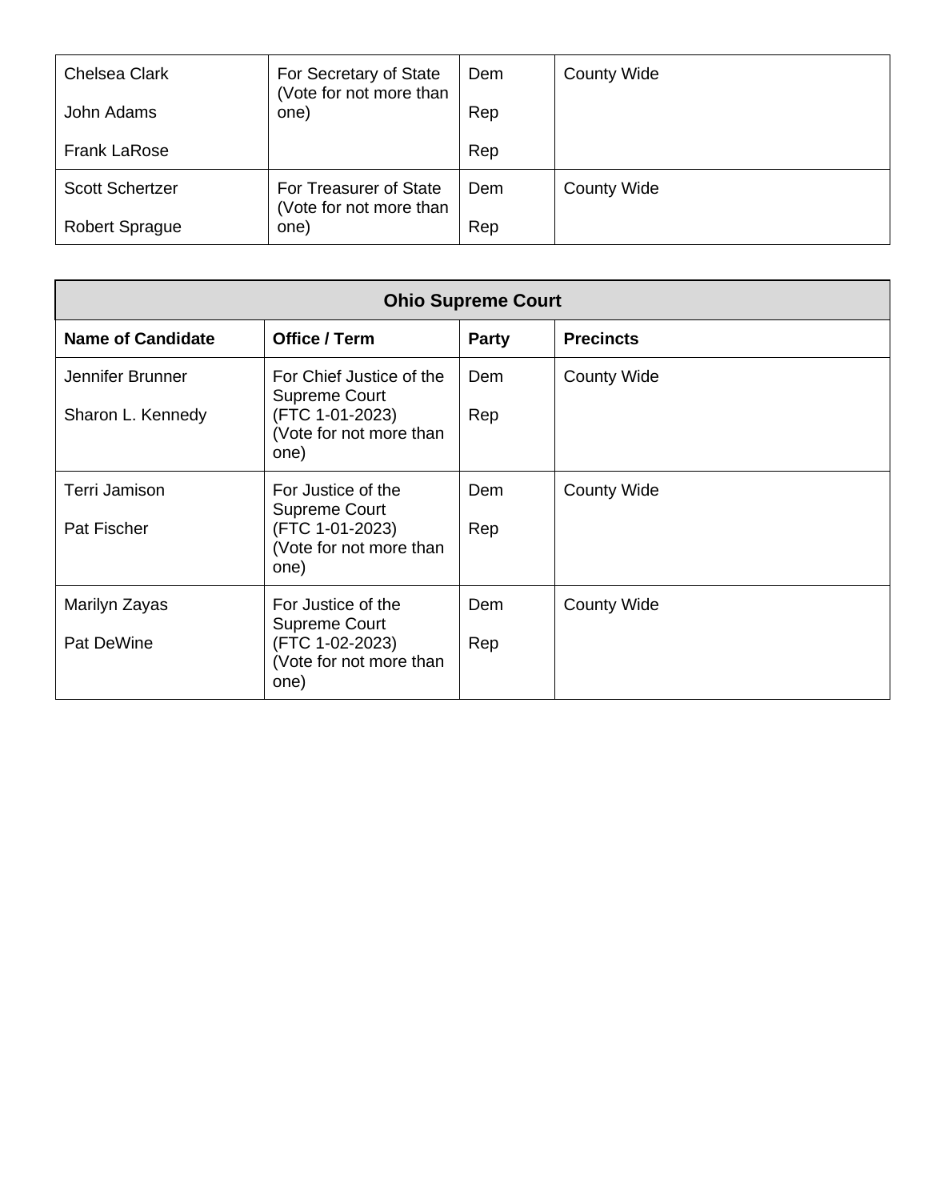| Name of Candidate | Office / Term | Party | Precincts |
|---|---|---|---|
| Chelsea Clark<br>John Adams<br>Frank LaRose | For Secretary of State (Vote for not more than one) | Dem<br>Rep<br>Rep | County Wide |
| Scott Schertzer<br>Robert Sprague | For Treasurer of State (Vote for not more than one) | Dem<br>Rep | County Wide |

| Ohio Supreme Court | | | |
|---|---|---|---|
| **Name of Candidate** | **Office / Term** | **Party** | **Precincts** |
| Jennifer Brunner<br>Sharon L. Kennedy | For Chief Justice of the Supreme Court (FTC 1-01-2023) (Vote for not more than one) | Dem<br>Rep | County Wide |
| Terri Jamison<br>Pat Fischer | For Justice of the Supreme Court (FTC 1-01-2023) (Vote for not more than one) | Dem<br>Rep | County Wide |
| Marilyn Zayas<br>Pat DeWine | For Justice of the Supreme Court (FTC 1-02-2023) (Vote for not more than one) | Dem<br>Rep | County Wide |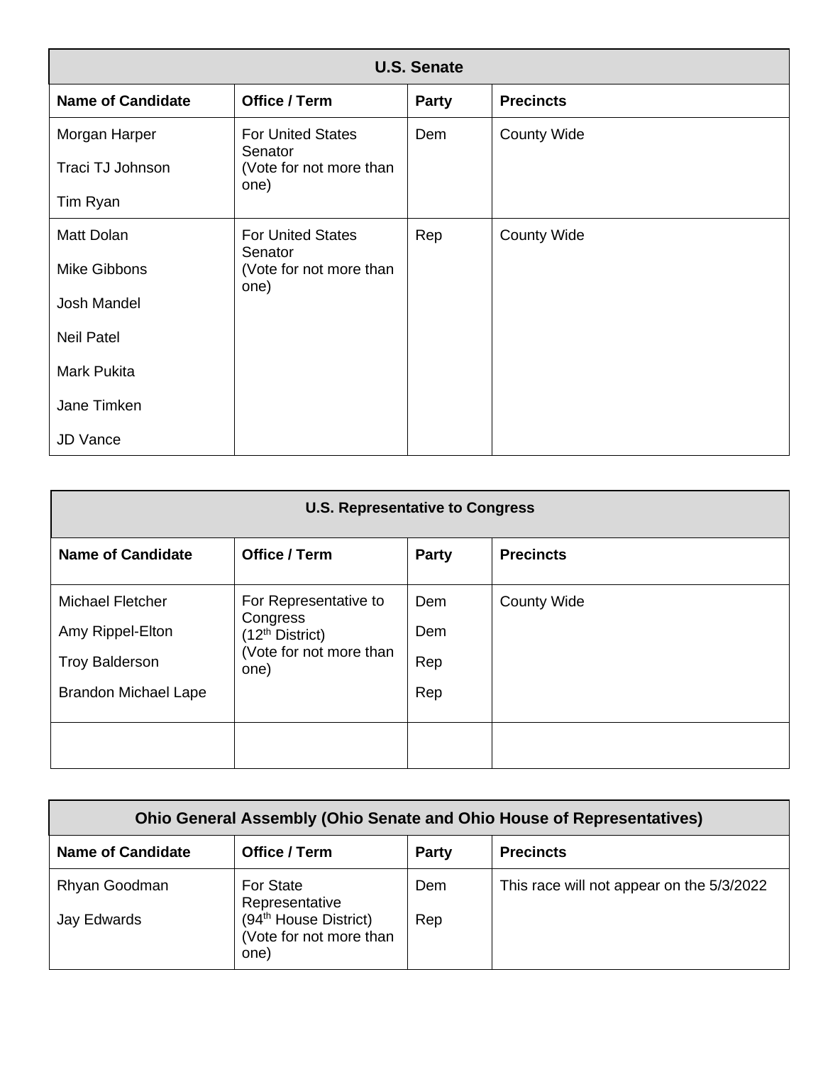| U.S. Senate | | | |
|---|---|---|---|
| **Name of Candidate** | **Office / Term** | **Party** | **Precincts** |
| Morgan Harper<br>Traci TJ Johnson<br>Tim Ryan | For United States Senator<br>(Vote for not more than one) | Dem | County Wide |
| Matt Dolan<br>Mike Gibbons<br>Josh Mandel<br>Neil Patel<br>Mark Pukita<br>Jane Timken<br>JD Vance | For United States Senator<br>(Vote for not more than one) | Rep | County Wide |

| U.S. Representative to Congress | | | |
|---|---|---|---|
| **Name of Candidate** | **Office / Term** | **Party** | **Precincts** |
| Michael Fletcher<br>Amy Rippel-Elton<br>Troy Balderson<br>Brandon Michael Lape | For Representative to Congress<br>(12th District)<br>(Vote for not more than one) | Dem<br>Dem<br>Rep<br>Rep | County Wide |
| | | | |

| Ohio General Assembly (Ohio Senate and Ohio House of Representatives) | | | |
|---|---|---|---|
| **Name of Candidate** | **Office / Term** | **Party** | **Precincts** |
| Rhyan Goodman<br>Jay Edwards | For State Representative<br>(94th House District)<br>(Vote for not more than one) | Dem<br>Rep | This race will not appear on the 5/3/2022 |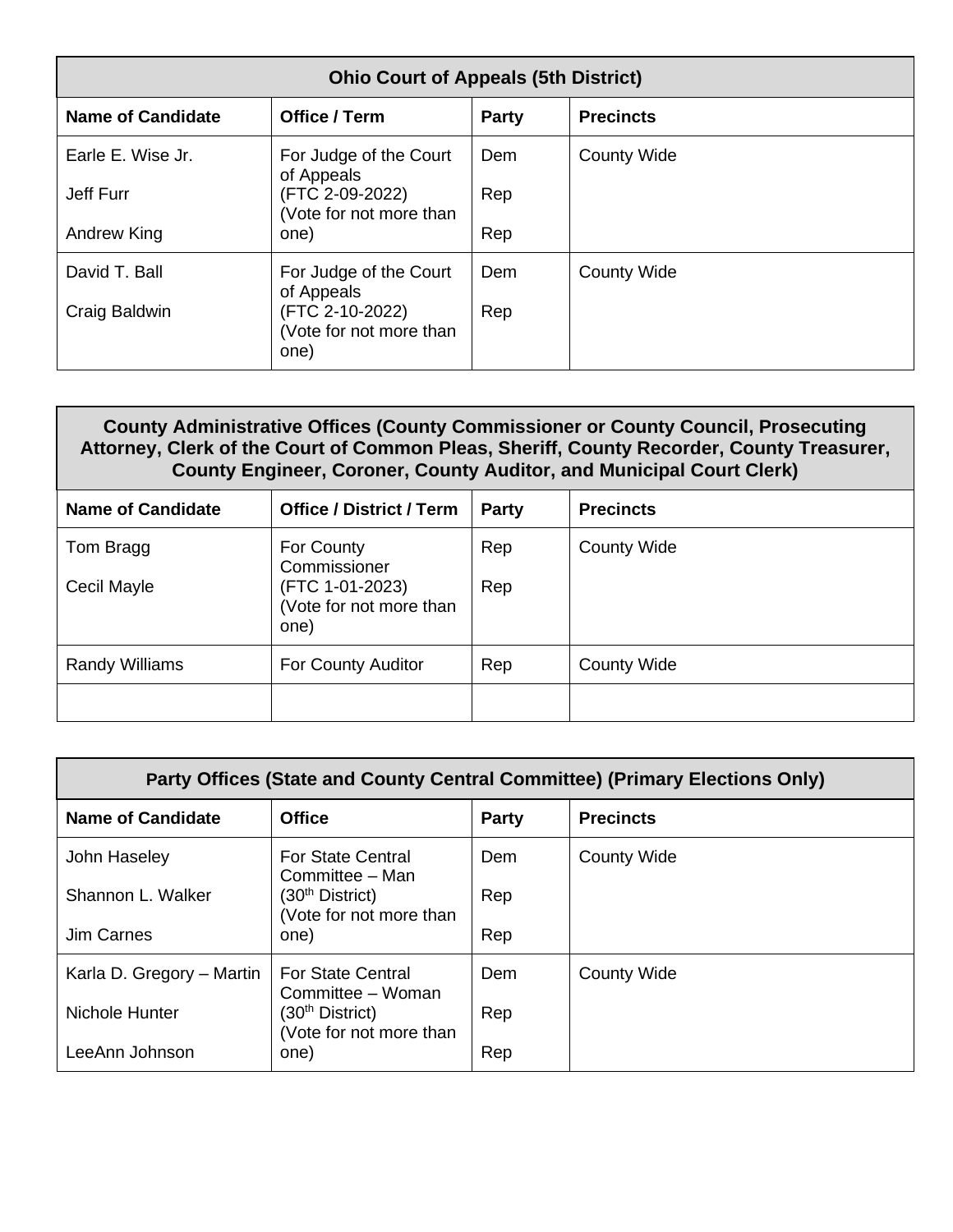| Ohio Court of Appeals (5th District) | | | |
|---|---|---|---|
| **Name of Candidate** | **Office / Term** | **Party** | **Precincts** |
| Earle E. Wise Jr.<br>Jeff Furr<br>Andrew King | For Judge of the Court of Appeals (FTC 2-09-2022) (Vote for not more than one) | Dem<br>Rep<br>Rep | County Wide |
| David T. Ball<br>Craig Baldwin | For Judge of the Court of Appeals (FTC 2-10-2022) (Vote for not more than one) | Dem<br>Rep | County Wide |

| County Administrative Offices (County Commissioner or County Council, Prosecuting Attorney, Clerk of the Court of Common Pleas, Sheriff, County Recorder, County Treasurer, County Engineer, Coroner, County Auditor, and Municipal Court Clerk) | | | |
|---|---|---|---|
| **Name of Candidate** | **Office / District / Term** | **Party** | **Precincts** |
| Tom Bragg<br>Cecil Mayle | For County Commissioner (FTC 1-01-2023) (Vote for not more than one) | Rep<br>Rep | County Wide |
| Randy Williams | For County Auditor | Rep | County Wide |
| | | | |

| Party Offices (State and County Central Committee) (Primary Elections Only) | | | |
|---|---|---|---|
| **Name of Candidate** | **Office** | **Party** | **Precincts** |
| John Haseley<br>Shannon L. Walker<br>Jim Carnes | For State Central Committee – Man (30th District) (Vote for not more than one) | Dem<br>Rep<br>Rep | County Wide |
| Karla D. Gregory – Martin<br>Nichole Hunter<br>LeeAnn Johnson | For State Central Committee – Woman (30th District) (Vote for not more than one) | Dem<br>Rep<br>Rep | County Wide |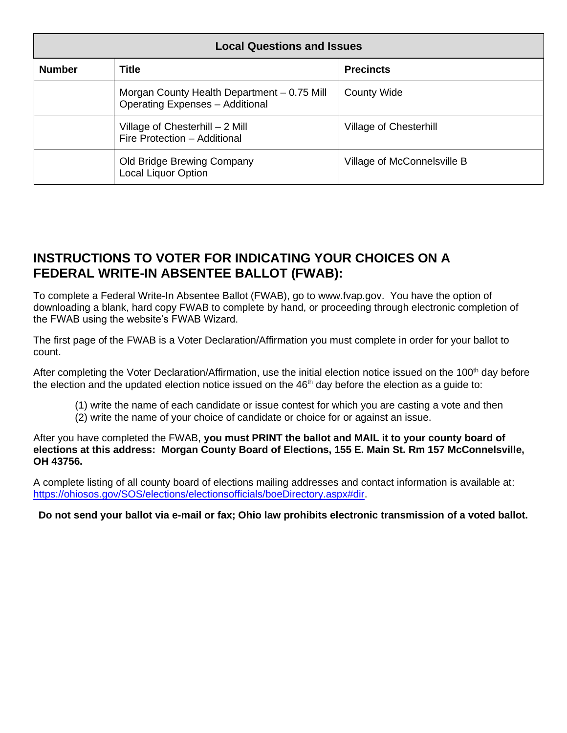| Local Questions and Issues | | |
|---|---|---|
| **Number** | **Title** | **Precincts** |
| | Morgan County Health Department – 0.75 Mill Operating Expenses – Additional | County Wide |
| | Village of Chesterhill – 2 Mill Fire Protection – Additional | Village of Chesterhill |
| | Old Bridge Brewing Company Local Liquor Option | Village of McConnelsville B |

## INSTRUCTIONS TO VOTER FOR INDICATING YOUR CHOICES ON A FEDERAL WRITE-IN ABSENTEE BALLOT (FWAB):

To complete a Federal Write-In Absentee Ballot (FWAB), go to www.fvap.gov. You have the option of downloading a blank, hard copy FWAB to complete by hand, or proceeding through electronic completion of the FWAB using the website's FWAB Wizard.

The first page of the FWAB is a Voter Declaration/Affirmation you must complete in order for your ballot to count.

After completing the Voter Declaration/Affirmation, use the initial election notice issued on the 100th day before the election and the updated election notice issued on the 46th day before the election as a guide to:

(1) write the name of each candidate or issue contest for which you are casting a vote and then
(2) write the name of your choice of candidate or choice for or against an issue.

After you have completed the FWAB, **you must PRINT the ballot and MAIL it to your county board of elections at this address: Morgan County Board of Elections, 155 E. Main St. Rm 157 McConnelsville, OH 43756.**

A complete listing of all county board of elections mailing addresses and contact information is available at: https://ohiosos.gov/SOS/elections/electionsofficials/boeDirectory.aspx#dir.

**Do not send your ballot via e-mail or fax; Ohio law prohibits electronic transmission of a voted ballot.**